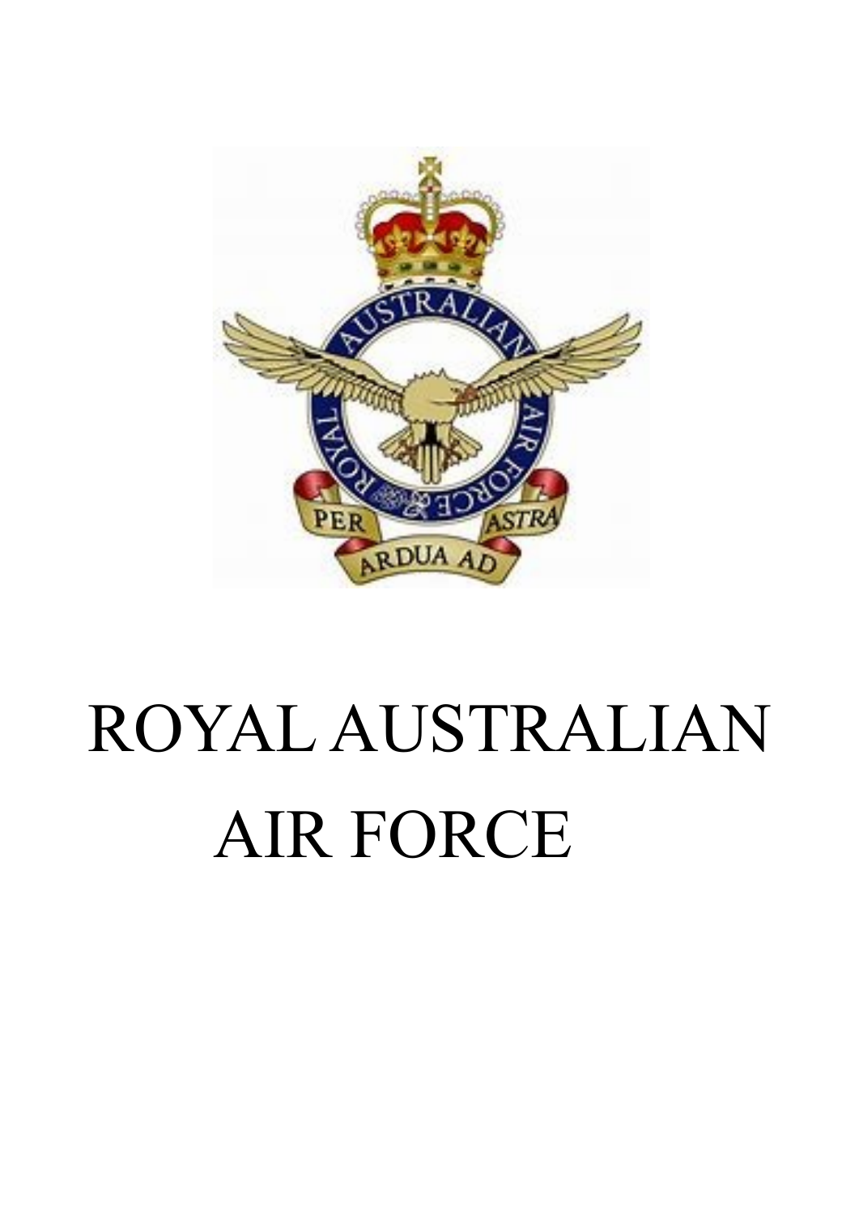# ROYAL AUSTRALIAN AIR FORCE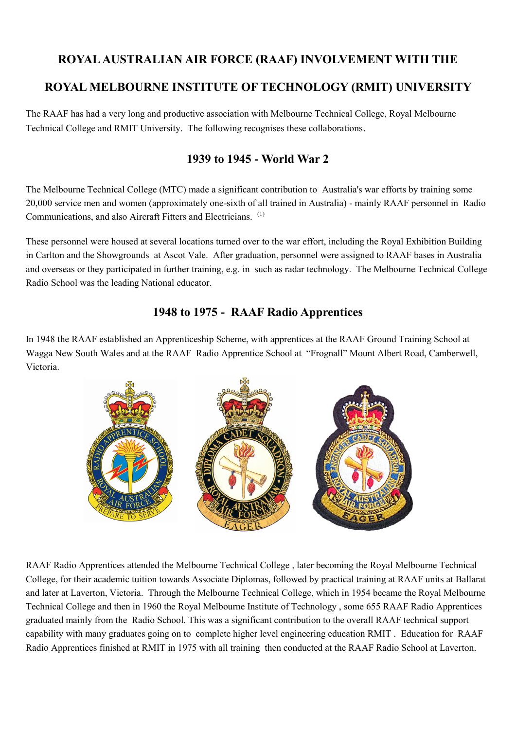# ROYAL AUSTRALIAN AIR FORCE (RAAF) INVOLVEMENT WITH THE ROYAL MELBOURNE INSTITUTE OF TECHNOLOGY (RMIT) UNIVERSITY

The RAAF has had a very long and productive association with Melbourne Technical College, Royal Melbourne Technical College and RMIT University. The following recognises these collaborations.

## 1939 to 1945 - World War 2

The Melbourne Technical College (MTC) made a significant contribution to Australia's war efforts by training some 20,000 service men and women (approximately one-sixth of all trained in Australia) - mainly RAAF personnel in Radio Communications, and also Aircraft Fitters and Electricians. (1)

These personnel were housed at several locations turned over to the war effort, including the Royal Exhibition Building in Carlton and the Showgrounds at Ascot Vale. After graduation, personnel were assigned to RAAF bases in Australia and overseas or they participated in further training, e.g. in such as radar technology. The Melbourne Technical College Radio School was the leading National educator.

## 1948 to 1975 - RAAF Radio Apprentices

In 1948 the RAAF established an Apprenticeship Scheme, with apprentices at the RAAF Ground Training School at Wagga New South Wales and at the RAAF Radio Apprentice School at "Frognall" Mount Albert Road, Camberwell, Victoria.

RAAF Radio Apprentices attended the Melbourne Technical College , later becoming the Royal Melbourne Technical College, for their academic tuition towards Associate Diplomas, followed by practical training at RAAF units at Ballarat and later at Laverton, Victoria. Through the Melbourne Technical College, which in 1954 became the Royal Melbourne Technical College and then in 1960 the Royal Melbourne Institute of Technology , some 655 RAAF Radio Apprentices graduated mainly from the Radio School. This was a significant contribution to the overall RAAF technical support capability with many graduates going on to complete higher level engineering education RMIT . Education for RAAF Radio Apprentices finished at RMIT in 1975 with all training then conducted at the RAAF Radio School at Laverton.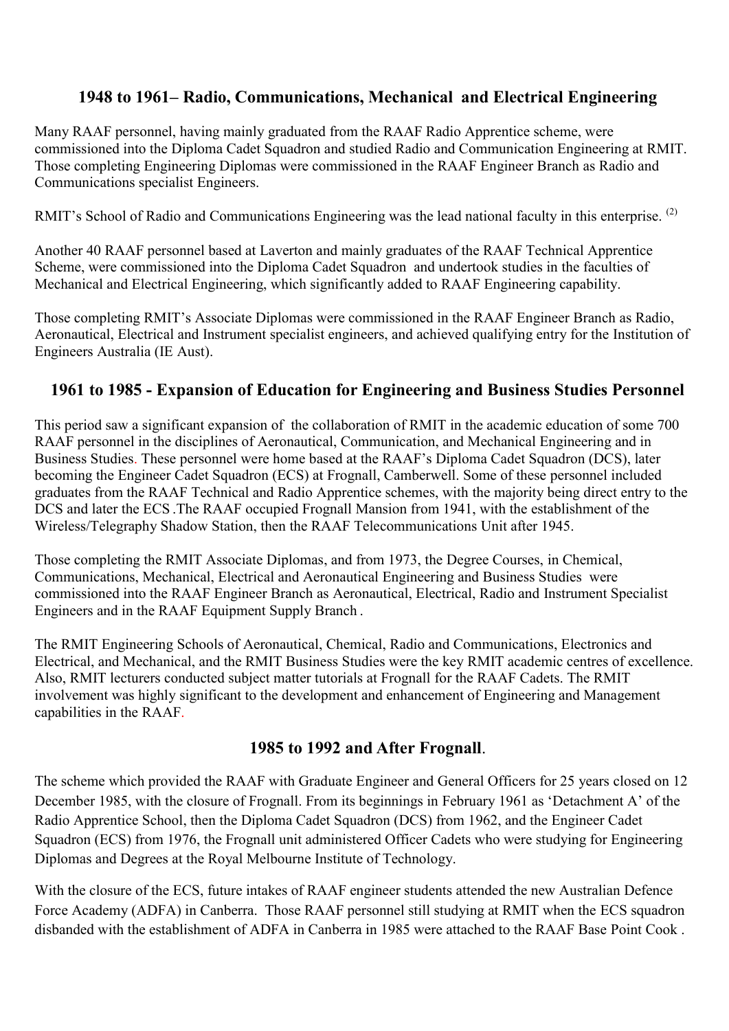## 1948 to 1961– Radio, Communications, Mechanical and Electrical Engineering

Many RAAF personnel, having mainly graduated from the RAAF Radio Apprentice scheme, were commissioned into the Diploma Cadet Squadron and studied Radio and Communication Engineering at RMIT. Those completing Engineering Diplomas were commissioned in the RAAF Engineer Branch as Radio and Communications specialist Engineers.

RMIT's School of Radio and Communications Engineering was the lead national faculty in this enterprise. (2)

Another 40 RAAF personnel based at Laverton and mainly graduates of the RAAF Technical Apprentice Scheme, were commissioned into the Diploma Cadet Squadron and undertook studies in the faculties of Mechanical and Electrical Engineering, which significantly added to RAAF Engineering capability.

Those completing RMIT's Associate Diplomas were commissioned in the RAAF Engineer Branch as Radio, Aeronautical, Electrical and Instrument specialist engineers, and achieved qualifying entry for the Institution of Engineers Australia (IE Aust).

## 1961 to 1985 - Expansion of Education for Engineering and Business Studies Personnel

This period saw a significant expansion of the collaboration of RMIT in the academic education of some 700 RAAF personnel in the disciplines of Aeronautical, Communication, and Mechanical Engineering and in Business Studies. These personnel were home based at the RAAF's Diploma Cadet Squadron (DCS), later becoming the Engineer Cadet Squadron (ECS) at Frognall, Camberwell. Some of these personnel included graduates from the RAAF Technical and Radio Apprentice schemes, with the majority being direct entry to the DCS and later the ECS .The RAAF occupied Frognall Mansion from 1941, with the establishment of the Wireless/Telegraphy Shadow Station, then the RAAF Telecommunications Unit after 1945.

Those completing the RMIT Associate Diplomas, and from 1973, the Degree Courses, in Chemical, Communications, Mechanical, Electrical and Aeronautical Engineering and Business Studies were commissioned into the RAAF Engineer Branch as Aeronautical, Electrical, Radio and Instrument Specialist Engineers and in the RAAF Equipment Supply Branch .

The RMIT Engineering Schools of Aeronautical, Chemical, Radio and Communications, Electronics and Electrical, and Mechanical, and the RMIT Business Studies were the key RMIT academic centres of excellence. Also, RMIT lecturers conducted subject matter tutorials at Frognall for the RAAF Cadets. The RMIT involvement was highly significant to the development and enhancement of Engineering and Management capabilities in the RAAF.

## 1985 to 1992 and After Frognall.

The scheme which provided the RAAF with Graduate Engineer and General Officers for 25 years closed on 12 December 1985, with the closure of Frognall. From its beginnings in February 1961 as 'Detachment A' of the Radio Apprentice School, then the Diploma Cadet Squadron (DCS) from 1962, and the Engineer Cadet Squadron (ECS) from 1976, the Frognall unit administered Officer Cadets who were studying for Engineering Diplomas and Degrees at the Royal Melbourne Institute of Technology.

With the closure of the ECS, future intakes of RAAF engineer students attended the new Australian Defence Force Academy (ADFA) in Canberra. Those RAAF personnel still studying at RMIT when the ECS squadron disbanded with the establishment of ADFA in Canberra in 1985 were attached to the RAAF Base Point Cook .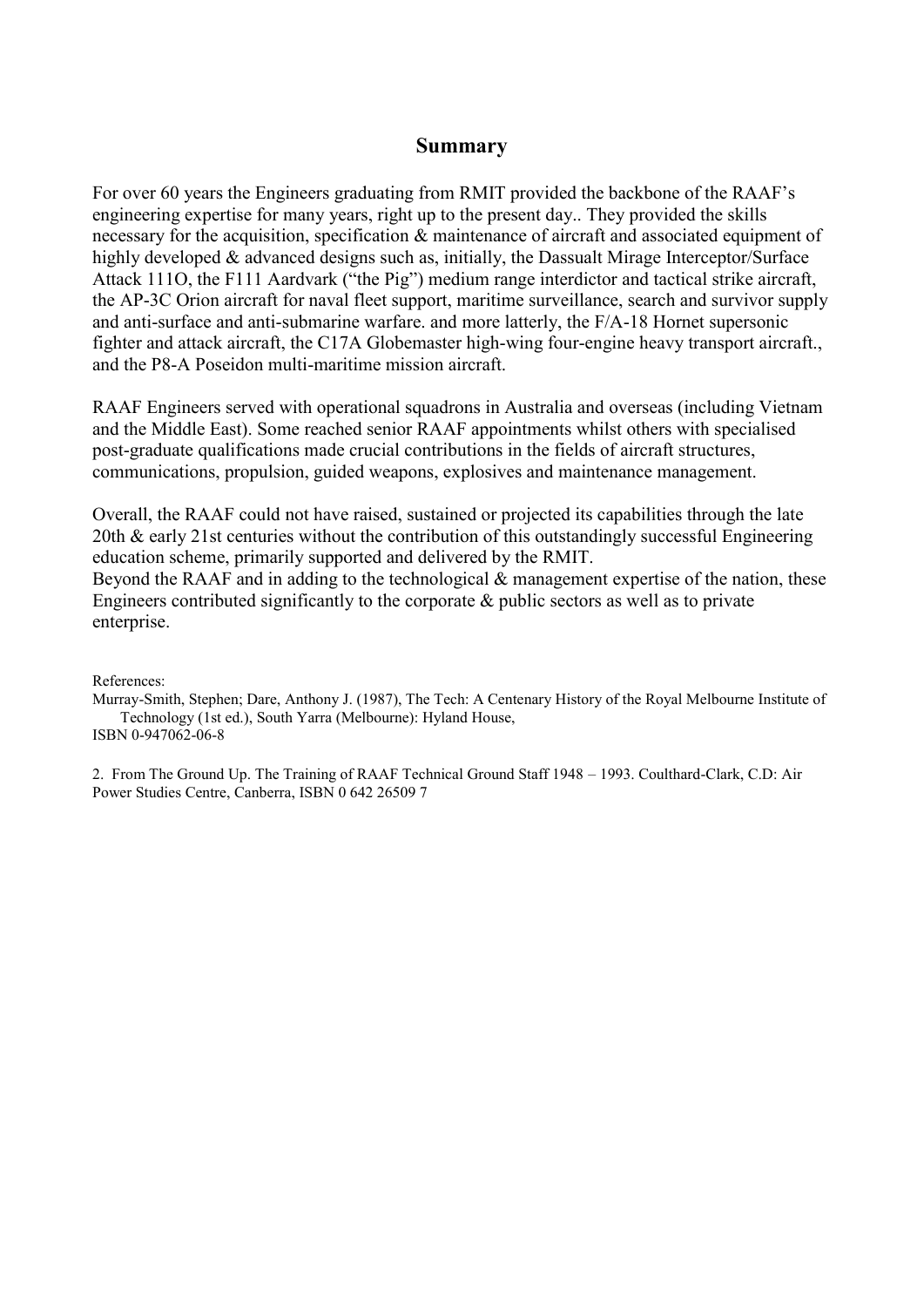## Summary

For over 60 years the Engineers graduating from RMIT provided the backbone of the RAAF's engineering expertise for many years, right up to the present day.. They provided the skills necessary for the acquisition, specification & maintenance of aircraft and associated equipment of highly developed & advanced designs such as, initially, the Dassualt Mirage Interceptor/Surface Attack 111O, the F111 Aardvark ("the Pig") medium range interdictor and tactical strike aircraft, the AP-3C Orion aircraft for naval fleet support, maritime surveillance, search and survivor supply and anti-surface and anti-submarine warfare. and more latterly, the F/A-18 Hornet supersonic fighter and attack aircraft, the C17A Globemaster high-wing four-engine heavy transport aircraft., and the P8-A Poseidon multi-maritime mission aircraft.

RAAF Engineers served with operational squadrons in Australia and overseas (including Vietnam and the Middle East). Some reached senior RAAF appointments whilst others with specialised post-graduate qualifications made crucial contributions in the fields of aircraft structures, communications, propulsion, guided weapons, explosives and maintenance management.

Overall, the RAAF could not have raised, sustained or projected its capabilities through the late 20th & early 21st centuries without the contribution of this outstandingly successful Engineering education scheme, primarily supported and delivered by the RMIT.
Beyond the RAAF and in adding to the technological & management expertise of the nation, these Engineers contributed significantly to the corporate & public sectors as well as to private enterprise.

References:
Murray-Smith, Stephen; Dare, Anthony J. (1987), The Tech: A Centenary History of the Royal Melbourne Institute of Technology (1st ed.), South Yarra (Melbourne): Hyland House,
ISBN 0-947062-06-8

2. From The Ground Up. The Training of RAAF Technical Ground Staff 1948 – 1993. Coulthard-Clark, C.D: Air Power Studies Centre, Canberra, ISBN 0 642 26509 7